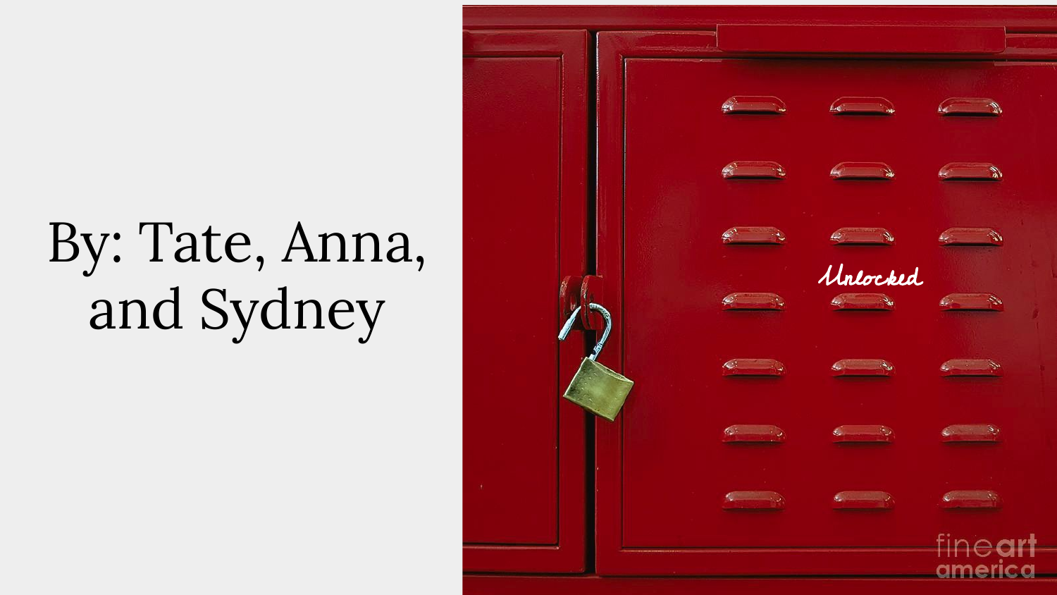By: Tate, Anna, and Sydney

Unlocked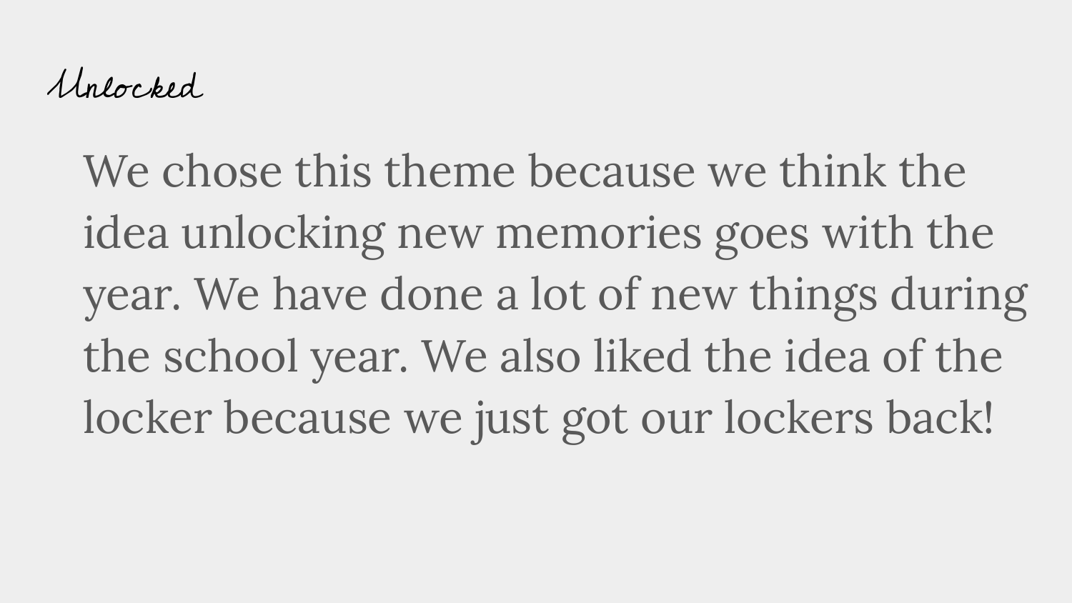## Unlocked

We chose this theme because we think the idea unlocking new memories goes with the year. We have done a lot of new things during the school year. We also liked the idea of the locker because we just got our lockers back!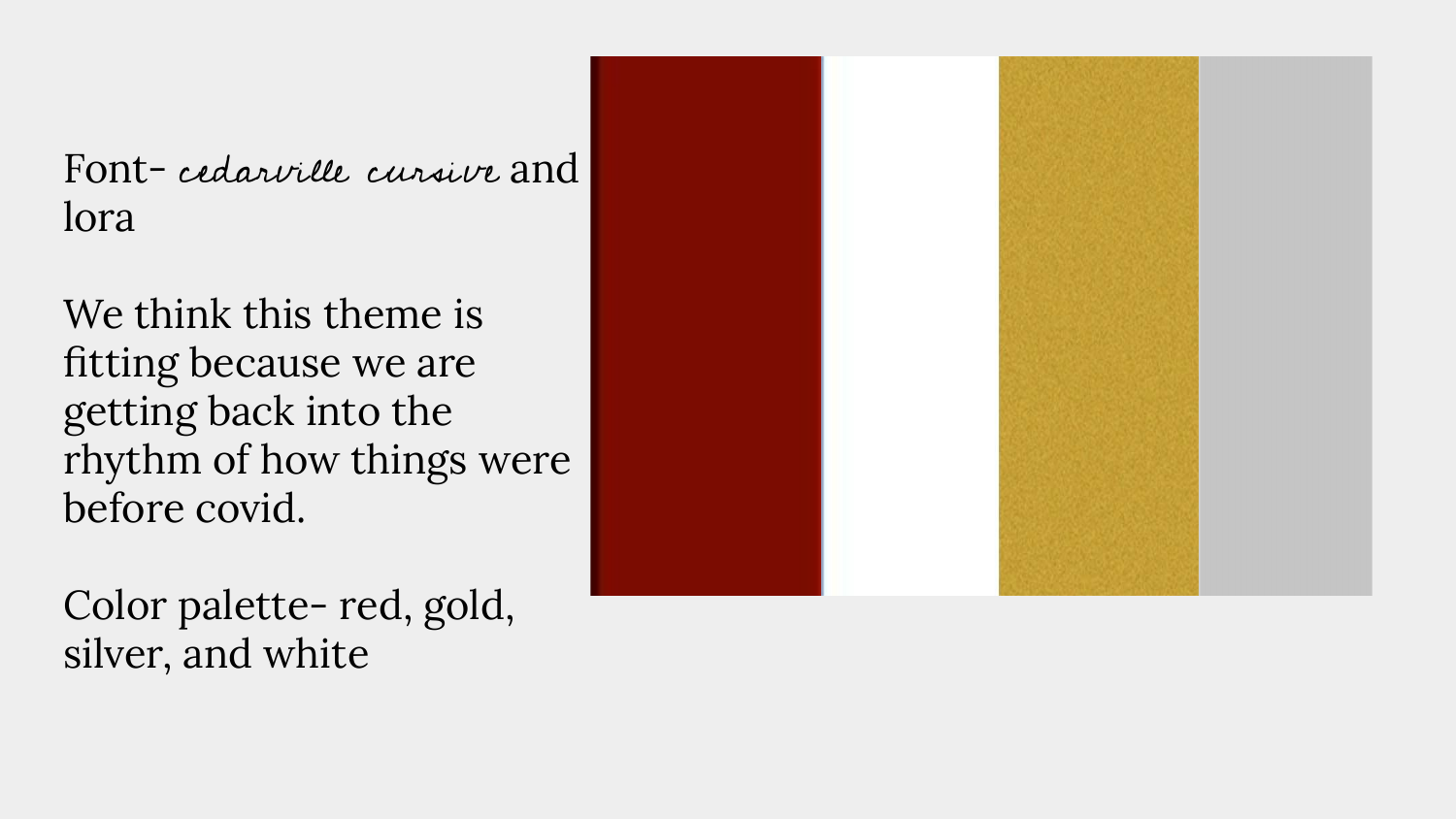Font- *cedarville cursive* and lora

We think this theme is fitting because we are getting back into the rhythm of how things were before covid.

Color palette- red, gold, silver, and white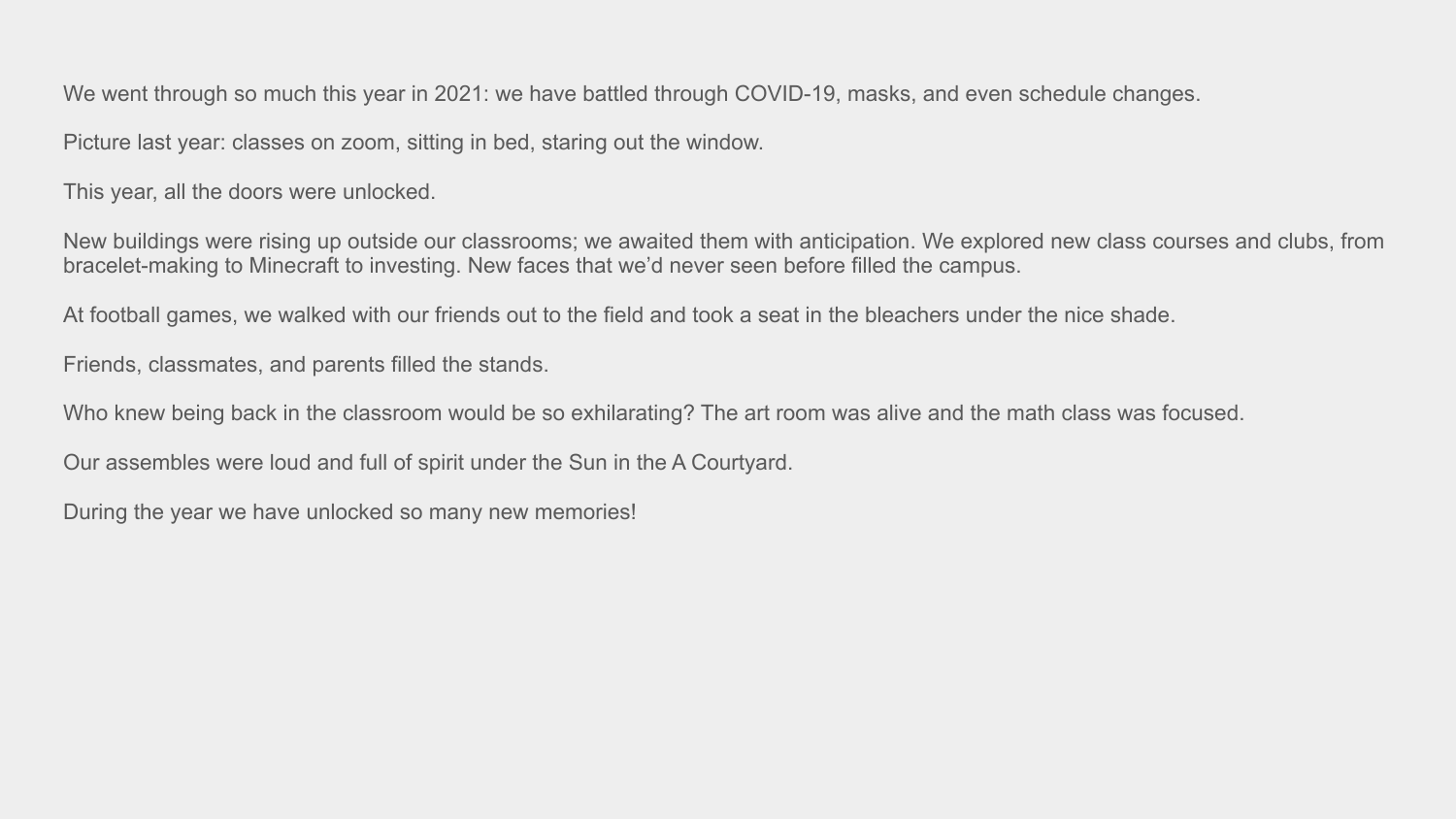We went through so much this year in 2021: we have battled through COVID-19, masks, and even schedule changes.

Picture last year: classes on zoom, sitting in bed, staring out the window.

This year, all the doors were unlocked.

New buildings were rising up outside our classrooms; we awaited them with anticipation. We explored new class courses and clubs, from bracelet-making to Minecraft to investing. New faces that we'd never seen before filled the campus.

At football games, we walked with our friends out to the field and took a seat in the bleachers under the nice shade.

Friends, classmates, and parents filled the stands.

Who knew being back in the classroom would be so exhilarating? The art room was alive and the math class was focused.

Our assembles were loud and full of spirit under the Sun in the A Courtyard.

During the year we have unlocked so many new memories!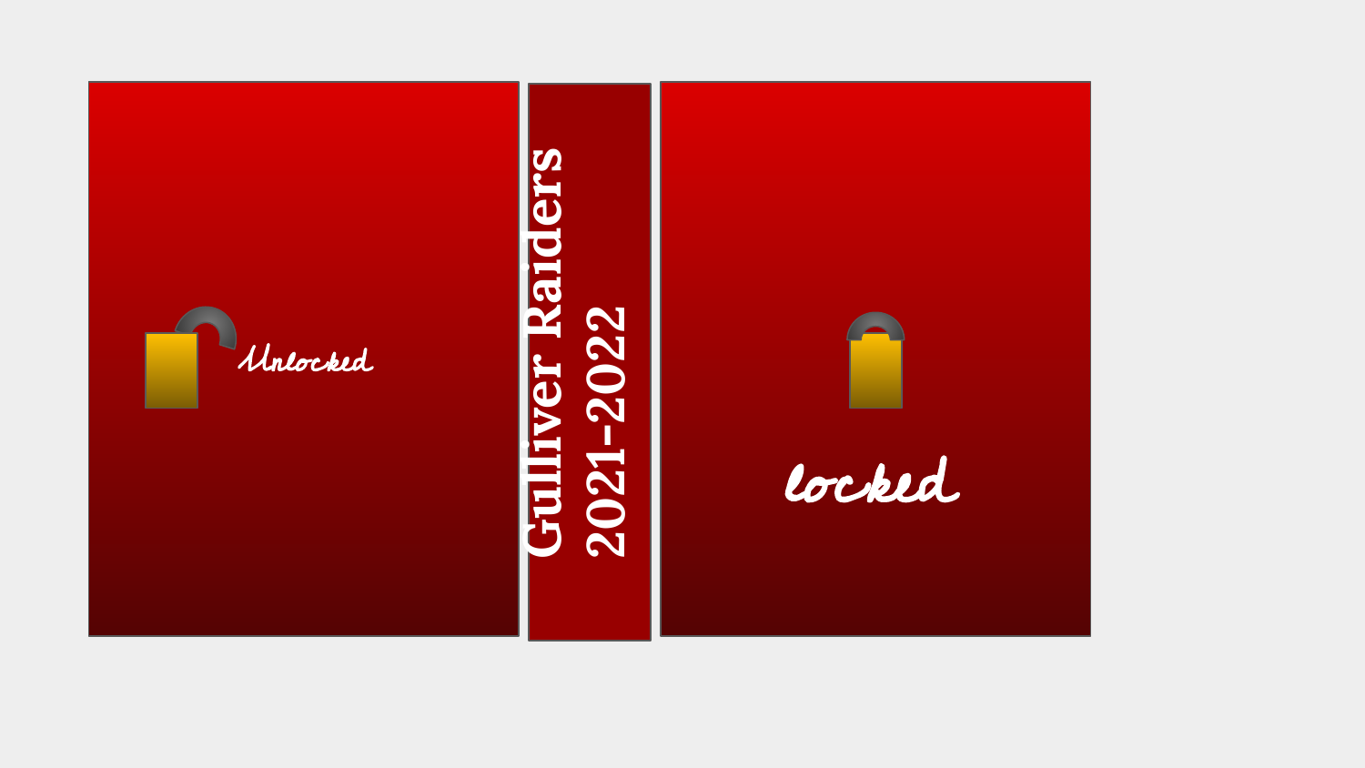Unlocked

Gulliver Raiders
2021-2022

locked